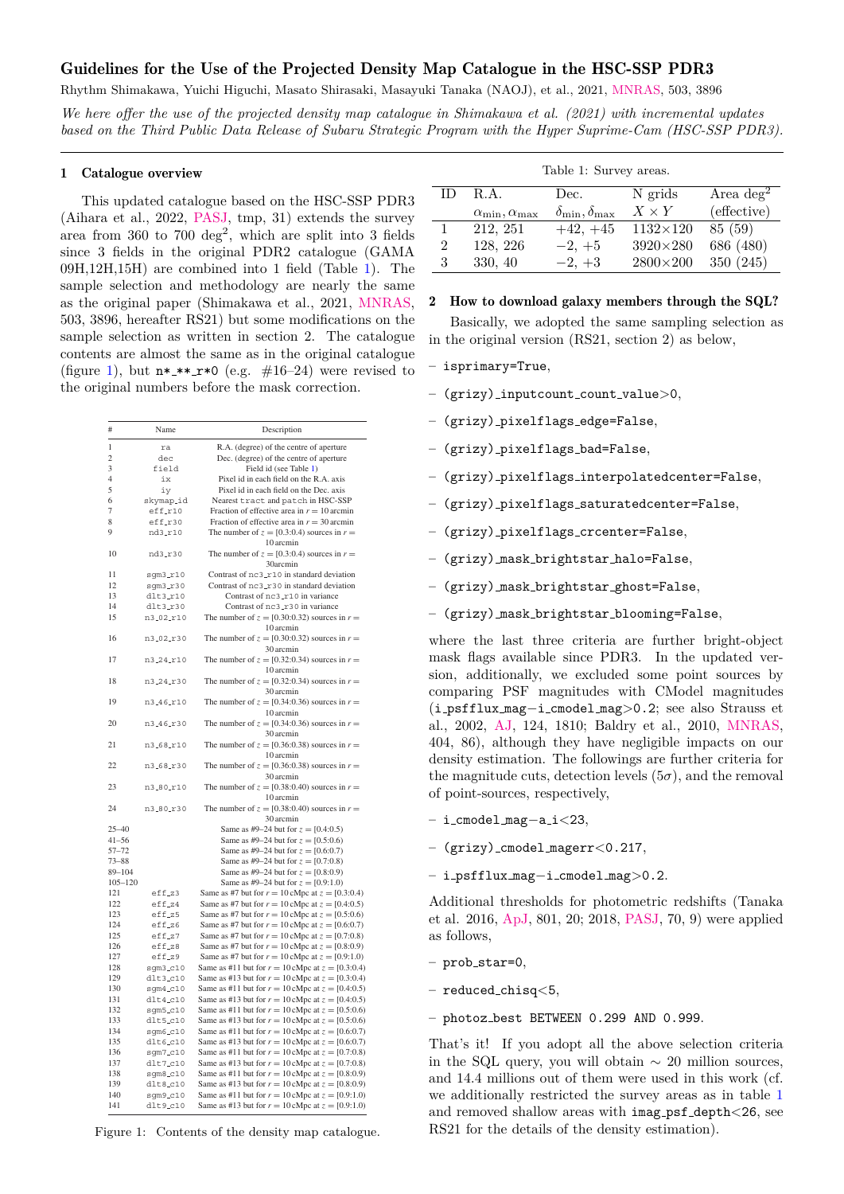# Guidelines for the Use of the Projected Density Map Catalogue in the HSC-SSP PDR3

Rhythm Shimakawa, Yuichi Higuchi, Masato Shirasaki, Masayuki Tanaka (NAOJ), et al., 2021, MNRAS, 503, 3896

*We here offer the use of the projected density map catalogue in Shimakawa et al. (2021) with incremental updates based on the Third Public Data Release of Subaru Strategic Program with the Hyper Suprime-Cam (HSC-SSP PDR3).*

## 1 Catalogue overview

This updated catalogue based on the HSC-SSP PDR3 (Aihara et al., 2022, PASJ, tmp, 31) extends the survey area from 360 to 700 deg$^2$, which are split into 3 fields since 3 fields in the original PDR2 catalogue (GAMA 09H,12H,15H) are combined into 1 field (Table 1). The sample selection and methodology are nearly the same as the original paper (Shimakawa et al., 2021, MNRAS, 503, 3896, hereafter RS21) but some modifications on the sample selection as written in section 2. The catalogue contents are almost the same as in the original catalogue (figure 1), but `n*_**_r*0` (e.g. #16–24) were revised to the original numbers before the mask correction.

| # | Name | Description |
|---|---|---|
| 1 | ra | R.A. (degree) of the centre of aperture |
| 2 | dec | Dec. (degree) of the centre of aperture |
| 3 | field | Field id (see Table 1) |
| 4 | ix | Pixel id in each field on the R.A. axis |
| 5 | iy | Pixel id in each field on the Dec. axis |
| 6 | skymap_id | Nearest tract and patch in HSC-SSP |
| 7 | eff_r10 | Fraction of effective area in $r$ = 10 arcmin |
| 8 | eff_r30 | Fraction of effective area in $r$ = 30 arcmin |
| 9 | nd3_r10 | The number of $z$ = [0.3:0.4) sources in $r$ = 10 arcmin |
| 10 | nd3_r30 | The number of $z$ = [0.3:0.4) sources in $r$ = 30arcmin |
| 11 | sgm3_r10 | Contrast of nc3_r10 in standard deviation |
| 12 | sgm3_r30 | Contrast of nc3_r30 in standard deviation |
| 13 | dlt3_r10 | Contrast of nc3_r10 in variance |
| 14 | dlt3_r30 | Contrast of nc3_r30 in variance |
| 15 | n3_02_r10 | The number of $z$ = [0.30:0.32) sources in $r$ = 10 arcmin |
| 16 | n3_02_r30 | The number of $z$ = [0.30:0.32) sources in $r$ = 30 arcmin |
| 17 | n3_24_r10 | The number of $z$ = [0.32:0.34) sources in $r$ = 10 arcmin |
| 18 | n3_24_r30 | The number of $z$ = [0.32:0.34) sources in $r$ = 30 arcmin |
| 19 | n3_46_r10 | The number of $z$ = [0.34:0.36) sources in $r$ = 10 arcmin |
| 20 | n3_46_r30 | The number of $z$ = [0.34:0.36) sources in $r$ = 30 arcmin |
| 21 | n3_68_r10 | The number of $z$ = [0.36:0.38) sources in $r$ = 10 arcmin |
| 22 | n3_68_r30 | The number of $z$ = [0.36:0.38) sources in $r$ = 30 arcmin |
| 23 | n3_80_r10 | The number of $z$ = [0.38:0.40) sources in $r$ = 10 arcmin |
| 24 | n3_80_r30 | The number of $z$ = [0.38:0.40) sources in $r$ = 30 arcmin |
| 25–40 | | Same as #9–24 but for $z$ = [0.4:0.5) |
| 41–56 | | Same as #9–24 but for $z$ = [0.5:0.6) |
| 57–72 | | Same as #9–24 but for $z$ = [0.6:0.7) |
| 73–88 | | Same as #9–24 but for $z$ = [0.7:0.8) |
| 89–104 | | Same as #9–24 but for $z$ = [0.8:0.9) |
| 105–120 | | Same as #9–24 but for $z$ = [0.9:1.0) |
| 121 | eff_z3 | Same as #7 but for $r$ = 10 cMpc at $z$ = [0.3:0.4) |
| 122 | eff_z4 | Same as #7 but for $r$ = 10 cMpc at $z$ = [0.4:0.5) |
| 123 | eff_z5 | Same as #7 but for $r$ = 10 cMpc at $z$ = [0.5:0.6) |
| 124 | eff_z6 | Same as #7 but for $r$ = 10 cMpc at $z$ = [0.6:0.7) |
| 125 | eff_z7 | Same as #7 but for $r$ = 10 cMpc at $z$ = [0.7:0.8) |
| 126 | eff_z8 | Same as #7 but for $r$ = 10 cMpc at $z$ = [0.8:0.9) |
| 127 | eff_z9 | Same as #7 but for $r$ = 10 cMpc at $z$ = [0.9:1.0) |
| 128 | sgm3_c10 | Same as #11 but for $r$ = 10 cMpc at $z$ = [0.3:0.4) |
| 129 | dlt3_c10 | Same as #13 but for $r$ = 10 cMpc at $z$ = [0.3:0.4) |
| 130 | sgm4_c10 | Same as #11 but for $r$ = 10 cMpc at $z$ = [0.4:0.5) |
| 131 | dlt4_c10 | Same as #13 but for $r$ = 10 cMpc at $z$ = [0.4:0.5) |
| 132 | sgm5_c10 | Same as #11 but for $r$ = 10 cMpc at $z$ = [0.5:0.6) |
| 133 | dlt5_c10 | Same as #13 but for $r$ = 10 cMpc at $z$ = [0.5:0.6) |
| 134 | sgm6_c10 | Same as #11 but for $r$ = 10 cMpc at $z$ = [0.6:0.7) |
| 135 | dlt6_c10 | Same as #13 but for $r$ = 10 cMpc at $z$ = [0.6:0.7) |
| 136 | sgm7_c10 | Same as #11 but for $r$ = 10 cMpc at $z$ = [0.7:0.8) |
| 137 | dlt7_c10 | Same as #13 but for $r$ = 10 cMpc at $z$ = [0.7:0.8) |
| 138 | sgm8_c10 | Same as #11 but for $r$ = 10 cMpc at $z$ = [0.8:0.9) |
| 139 | dlt8_c10 | Same as #13 but for $r$ = 10 cMpc at $z$ = [0.8:0.9) |
| 140 | sgm9_c10 | Same as #11 but for $r$ = 10 cMpc at $z$ = [0.9:1.0) |
| 141 | dlt9_c10 | Same as #13 but for $r$ = 10 cMpc at $z$ = [0.9:1.0) |

Figure 1: Contents of the density map catalogue.

Table 1: Survey areas.

| ID | R.A. | Dec. | N grids | Area deg$^2$ |
|---|---|---|---|---|
| | $\alpha_{\rm min}, \alpha_{\rm max}$ | $\delta_{\rm min}, \delta_{\rm max}$ | $X \times Y$ | (effective) |
| 1 | 212, 251 | +42, +45 | 1132×120 | 85 (59) |
| 2 | 128, 226 | −2, +5 | 3920×280 | 686 (480) |
| 3 | 330, 40 | −2, +3 | 2800×200 | 350 (245) |

## 2 How to download galaxy members through the SQL?

Basically, we adopted the same sampling selection as in the original version (RS21, section 2) as below,

- `isprimary=True`,
- `(grizy)_inputcount_count_value>0`,
- `(grizy)_pixelflags_edge=False`,
- `(grizy)_pixelflags_bad=False`,
- `(grizy)_pixelflags_interpolatedcenter=False`,
- `(grizy)_pixelflags_saturatedcenter=False`,
- `(grizy)_pixelflags_crcenter=False`,
- `(grizy)_mask_brightstar_halo=False`,
- `(grizy)_mask_brightstar_ghost=False`,
- `(grizy)_mask_brightstar_blooming=False`,

where the last three criteria are further bright-object mask flags available since PDR3. In the updated version, additionally, we excluded some point sources by comparing PSF magnitudes with CModel magnitudes (`i_psfflux_mag−i_cmodel_mag>0.2`; see also Strauss et al., 2002, AJ, 124, 1810; Baldry et al., 2010, MNRAS, 404, 86), although they have negligible impacts on our density estimation. The followings are further criteria for the magnitude cuts, detection levels (5$\sigma$), and the removal of point-sources, respectively,

- `i_cmodel_mag−a_i<23`,
- `(grizy)_cmodel_magerr<0.217`,
- `i_psfflux_mag−i_cmodel_mag>0.2`.

Additional thresholds for photometric redshifts (Tanaka et al. 2016, ApJ, 801, 20; 2018, PASJ, 70, 9) were applied as follows,

- `prob_star=0`,
- `reduced_chisq<5`,
- `photoz_best BETWEEN 0.299 AND 0.999`.

That's it! If you adopt all the above selection criteria in the SQL query, you will obtain $\sim$ 20 million sources, and 14.4 millions out of them were used in this work (cf. we additionally restricted the survey areas as in table 1 and removed shallow areas with `imag_psf_depth<26`, see RS21 for the details of the density estimation).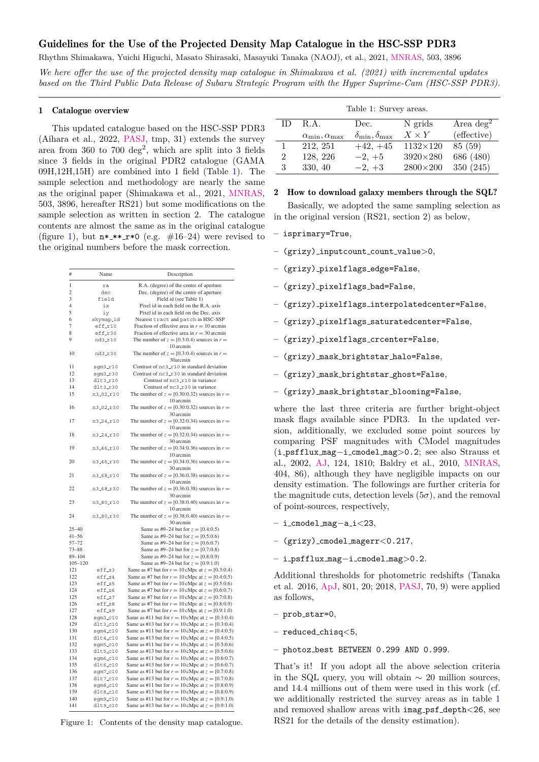# Guidelines for the Use of the Projected Density Map Catalogue in the HSC-SSP PDR3

Rhythm Shimakawa, Yuichi Higuchi, Masato Shirasaki, Masayuki Tanaka (NAOJ), et al., 2021, MNRAS, 503, 3896

*We here offer the use of the projected density map catalogue in Shimakawa et al. (2021) with incremental updates based on the Third Public Data Release of Subaru Strategic Program with the Hyper Suprime-Cam (HSC-SSP PDR3).*

## 1 Catalogue overview

This updated catalogue based on the HSC-SSP PDR3 (Aihara et al., 2022, PASJ, tmp, 31) extends the survey area from 360 to 700 deg$^2$, which are split into 3 fields since 3 fields in the original PDR2 catalogue (GAMA 09H,12H,15H) are combined into 1 field (Table 1). The sample selection and methodology are nearly the same as the original paper (Shimakawa et al., 2021, MNRAS, 503, 3896, hereafter RS21) but some modifications on the sample selection as written in section 2. The catalogue contents are almost the same as in the original catalogue (figure 1), but n*_**_r*0 (e.g. #16–24) were revised to the original numbers before the mask correction.

| # | Name | Description |
|---|---|---|
| 1 | ra | R.A. (degree) of the centre of aperture |
| 2 | dec | Dec. (degree) of the centre of aperture |
| 3 | field | Field id (see Table 1) |
| 4 | ix | Pixel id in each field on the R.A. axis |
| 5 | iy | Pixel id in each field on the Dec. axis |
| 6 | skymap_id | Nearest tract and patch in HSC-SSP |
| 7 | eff_r10 | Fraction of effective area in $r$ = 10 arcmin |
| 8 | eff_r30 | Fraction of effective area in $r$ = 30 arcmin |
| 9 | nd3_r10 | The number of $z$ = [0.3:0.4) sources in $r$ = 10 arcmin |
| 10 | nd3_r30 | The number of $z$ = [0.3:0.4) sources in $r$ = 30arcmin |
| 11 | sgm3_r10 | Contrast of nc3_r10 in standard deviation |
| 12 | sgm3_r30 | Contrast of nc3_r30 in standard deviation |
| 13 | dlt3_r10 | Contrast of nc3_r10 in variance |
| 14 | dlt3_r30 | Contrast of nc3_r30 in variance |
| 15 | n3_02_r10 | The number of $z$ = [0.30:0.32) sources in $r$ = 10 arcmin |
| 16 | n3_02_r30 | The number of $z$ = [0.30:0.32) sources in $r$ = 30 arcmin |
| 17 | n3_24_r10 | The number of $z$ = [0.32:0.34) sources in $r$ = 10 arcmin |
| 18 | n3_24_r30 | The number of $z$ = [0.32:0.34) sources in $r$ = 30 arcmin |
| 19 | n3_46_r10 | The number of $z$ = [0.34:0.36) sources in $r$ = 10 arcmin |
| 20 | n3_46_r30 | The number of $z$ = [0.34:0.36) sources in $r$ = 30 arcmin |
| 21 | n3_68_r10 | The number of $z$ = [0.36:0.38) sources in $r$ = 10 arcmin |
| 22 | n3_68_r30 | The number of $z$ = [0.36:0.38) sources in $r$ = 30 arcmin |
| 23 | n3_80_r10 | The number of $z$ = [0.38:0.40) sources in $r$ = 10 arcmin |
| 24 | n3_80_r30 | The number of $z$ = [0.38:0.40) sources in $r$ = 30 arcmin |
| 25–40 | | Same as #9–24 but for $z$ = [0.4:0.5) |
| 41–56 | | Same as #9–24 but for $z$ = [0.5:0.6) |
| 57–72 | | Same as #9–24 but for $z$ = [0.6:0.7) |
| 73–88 | | Same as #9–24 but for $z$ = [0.7:0.8) |
| 89–104 | | Same as #9–24 but for $z$ = [0.8:0.9) |
| 105–120 | | Same as #9–24 but for $z$ = [0.9:1.0) |
| 121 | eff_z3 | Same as #7 but for $r$ = 10 cMpc at $z$ = [0.3:0.4) |
| 122 | eff_z4 | Same as #7 but for $r$ = 10 cMpc at $z$ = [0.4:0.5) |
| 123 | eff_z5 | Same as #7 but for $r$ = 10 cMpc at $z$ = [0.5:0.6) |
| 124 | eff_z6 | Same as #7 but for $r$ = 10 cMpc at $z$ = [0.6:0.7) |
| 125 | eff_z7 | Same as #7 but for $r$ = 10 cMpc at $z$ = [0.7:0.8) |
| 126 | eff_z8 | Same as #7 but for $r$ = 10 cMpc at $z$ = [0.8:0.9) |
| 127 | eff_z9 | Same as #7 but for $r$ = 10 cMpc at $z$ = [0.9:1.0) |
| 128 | sgm3_c10 | Same as #11 but for $r$ = 10 cMpc at $z$ = [0.3:0.4) |
| 129 | dlt3_c10 | Same as #13 but for $r$ = 10 cMpc at $z$ = [0.3:0.4) |
| 130 | sgm4_c10 | Same as #11 but for $r$ = 10 cMpc at $z$ = [0.4:0.5) |
| 131 | dlt4_c10 | Same as #13 but for $r$ = 10 cMpc at $z$ = [0.4:0.5) |
| 132 | sgm5_c10 | Same as #11 but for $r$ = 10 cMpc at $z$ = [0.5:0.6) |
| 133 | dlt5_c10 | Same as #13 but for $r$ = 10 cMpc at $z$ = [0.5:0.6) |
| 134 | sgm6_c10 | Same as #11 but for $r$ = 10 cMpc at $z$ = [0.6:0.7) |
| 135 | dlt6_c10 | Same as #13 but for $r$ = 10 cMpc at $z$ = [0.6:0.7) |
| 136 | sgm7_c10 | Same as #11 but for $r$ = 10 cMpc at $z$ = [0.7:0.8) |
| 137 | dlt7_c10 | Same as #13 but for $r$ = 10 cMpc at $z$ = [0.7:0.8) |
| 138 | sgm8_c10 | Same as #11 but for $r$ = 10 cMpc at $z$ = [0.8:0.9) |
| 139 | dlt8_c10 | Same as #13 but for $r$ = 10 cMpc at $z$ = [0.8:0.9) |
| 140 | sgm9_c10 | Same as #11 but for $r$ = 10 cMpc at $z$ = [0.9:1.0) |
| 141 | dlt9_c10 | Same as #13 but for $r$ = 10 cMpc at $z$ = [0.9:1.0) |

Figure 1: Contents of the density map catalogue.

Table 1: Survey areas.

| ID | R.A. | Dec. | N grids | Area deg$^2$ |
|---|---|---|---|---|
| | $\alpha_{\rm min}, \alpha_{\rm max}$ | $\delta_{\rm min}, \delta_{\rm max}$ | $X \times Y$ | (effective) |
| 1 | 212, 251 | +42, +45 | 1132×120 | 85 (59) |
| 2 | 128, 226 | −2, +5 | 3920×280 | 686 (480) |
| 3 | 330, 40 | −2, +3 | 2800×200 | 350 (245) |

## 2 How to download galaxy members through the SQL?

Basically, we adopted the same sampling selection as in the original version (RS21, section 2) as below,

- isprimary=True,
- (grizy)_inputcount_count_value>0,
- (grizy)_pixelflags_edge=False,
- (grizy)_pixelflags_bad=False,
- (grizy)_pixelflags_interpolatedcenter=False,
- (grizy)_pixelflags_saturatedcenter=False,
- (grizy)_pixelflags_crcenter=False,
- (grizy)_mask_brightstar_halo=False,
- (grizy)_mask_brightstar_ghost=False,
- (grizy)_mask_brightstar_blooming=False,

where the last three criteria are further bright-object mask flags available since PDR3. In the updated version, additionally, we excluded some point sources by comparing PSF magnitudes with CModel magnitudes (i_psfflux_mag−i_cmodel_mag>0.2; see also Strauss et al., 2002, AJ, 124, 1810; Baldry et al., 2010, MNRAS, 404, 86), although they have negligible impacts on our density estimation. The followings are further criteria for the magnitude cuts, detection levels (5$\sigma$), and the removal of point-sources, respectively,

- i_cmodel_mag−a_i<23,
- (grizy)_cmodel_magerr<0.217,
- i_psfflux_mag−i_cmodel_mag>0.2.

Additional thresholds for photometric redshifts (Tanaka et al. 2016, ApJ, 801, 20; 2018, PASJ, 70, 9) were applied as follows,

- prob_star=0,
- reduced_chisq<5,
- photoz_best BETWEEN 0.299 AND 0.999.

That's it! If you adopt all the above selection criteria in the SQL query, you will obtain $\sim$ 20 million sources, and 14.4 millions out of them were used in this work (cf. we additionally restricted the survey areas as in table 1 and removed shallow areas with imag_psf_depth<26, see RS21 for the details of the density estimation).